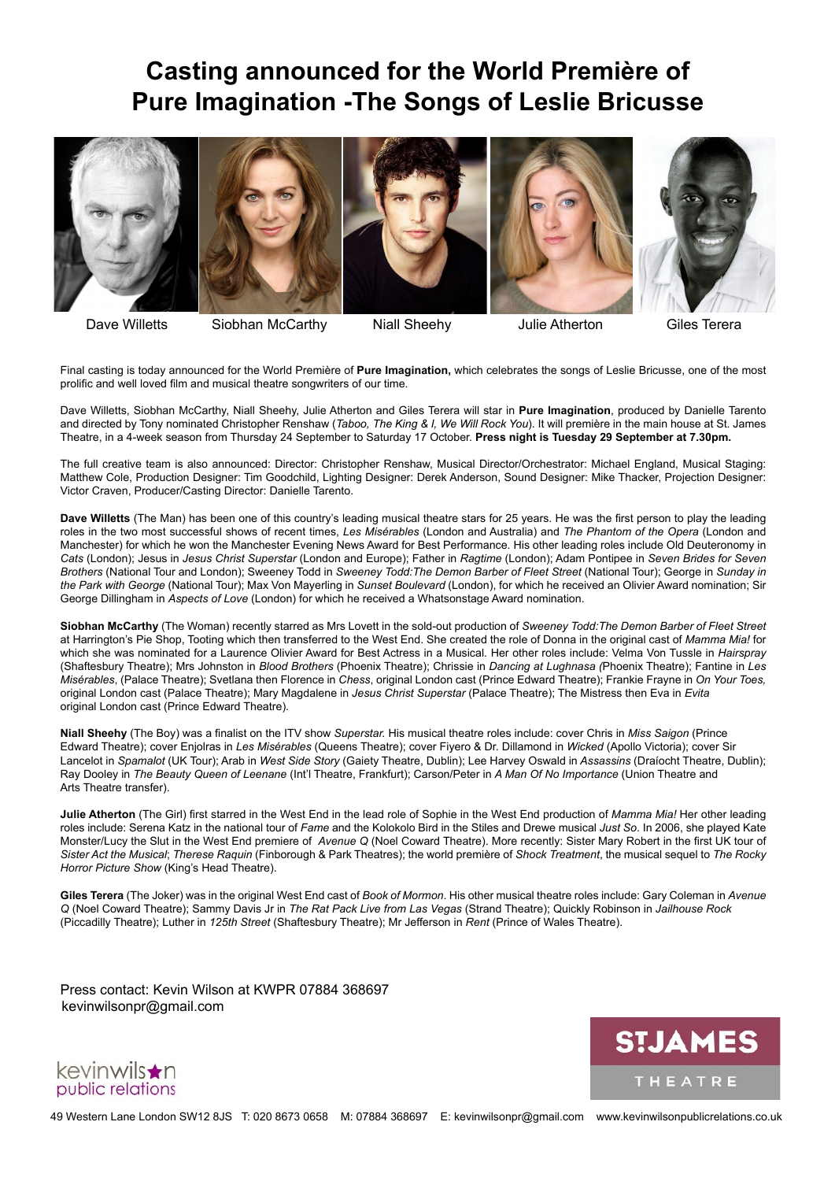# Casting announced for the World Première of Pure Imagination -The Songs of Leslie Bricusse

Dave Willetts | Siobhan McCarthy | Niall Sheehy | Julie Atherton | Giles Terera

Final casting is today announced for the World Première of **Pure Imagination,** which celebrates the songs of Leslie Bricusse, one of the most prolific and well loved film and musical theatre songwriters of our time.

Dave Willetts, Siobhan McCarthy, Niall Sheehy, Julie Atherton and Giles Terera will star in **Pure Imagination**, produced by Danielle Tarento and directed by Tony nominated Christopher Renshaw (*Taboo, The King & I, We Will Rock You*). It will première in the main house at St. James Theatre, in a 4-week season from Thursday 24 September to Saturday 17 October. **Press night is Tuesday 29 September at 7.30pm.**

The full creative team is also announced: Director: Christopher Renshaw, Musical Director/Orchestrator: Michael England, Musical Staging: Matthew Cole, Production Designer: Tim Goodchild, Lighting Designer: Derek Anderson, Sound Designer: Mike Thacker, Projection Designer: Victor Craven, Producer/Casting Director: Danielle Tarento.

**Dave Willetts** (The Man) has been one of this country's leading musical theatre stars for 25 years. He was the first person to play the leading roles in the two most successful shows of recent times, *Les Misérables* (London and Australia) and *The Phantom of the Opera* (London and Manchester) for which he won the Manchester Evening News Award for Best Performance. His other leading roles include Old Deuteronomy in *Cats* (London); Jesus in *Jesus Christ Superstar* (London and Europe); Father in *Ragtime* (London); Adam Pontipee in *Seven Brides for Seven Brothers* (National Tour and London); Sweeney Todd in *Sweeney Todd:The Demon Barber of Fleet Street* (National Tour); George in *Sunday in the Park with George* (National Tour); Max Von Mayerling in *Sunset Boulevard* (London), for which he received an Olivier Award nomination; Sir George Dillingham in *Aspects of Love* (London) for which he received a Whatsonstage Award nomination.

**Siobhan McCarthy** (The Woman) recently starred as Mrs Lovett in the sold-out production of *Sweeney Todd:The Demon Barber of Fleet Street* at Harrington's Pie Shop, Tooting which then transferred to the West End. She created the role of Donna in the original cast of *Mamma Mia!* for which she was nominated for a Laurence Olivier Award for Best Actress in a Musical. Her other roles include: Velma Von Tussle in *Hairspray* (Shaftesbury Theatre); Mrs Johnston in *Blood Brothers* (Phoenix Theatre); Chrissie in *Dancing at Lughnasa (*Phoenix Theatre); Fantine in *Les Misérables*, (Palace Theatre); Svetlana then Florence in *Chess*, original London cast (Prince Edward Theatre); Frankie Frayne in *On Your Toes,* original London cast (Palace Theatre); Mary Magdalene in *Jesus Christ Superstar* (Palace Theatre); The Mistress then Eva in *Evita* original London cast (Prince Edward Theatre).

**Niall Sheehy** (The Boy) was a finalist on the ITV show *Superstar.* His musical theatre roles include: cover Chris in *Miss Saigon* (Prince Edward Theatre); cover Enjolras in *Les Misérables* (Queens Theatre); cover Fiyero & Dr. Dillamond in *Wicked* (Apollo Victoria); cover Sir Lancelot in *Spamalot* (UK Tour); Arab in *West Side Story* (Gaiety Theatre, Dublin); Lee Harvey Oswald in *Assassins* (Draíocht Theatre, Dublin); Ray Dooley in *The Beauty Queen of Leenane* (Int'l Theatre, Frankfurt); Carson/Peter in *A Man Of No Importance* (Union Theatre and Arts Theatre transfer).

**Julie Atherton** (The Girl) first starred in the West End in the lead role of Sophie in the West End production of *Mamma Mia!* Her other leading roles include: Serena Katz in the national tour of *Fame* and the Kolokolo Bird in the Stiles and Drewe musical *Just So*. In 2006, she played Kate Monster/Lucy the Slut in the West End premiere of *Avenue Q* (Noel Coward Theatre). More recently: Sister Mary Robert in the first UK tour of *Sister Act the Musical*; *Therese Raquin* (Finborough & Park Theatres); the world première of *Shock Treatment*, the musical sequel to *The Rocky Horror Picture Show* (King's Head Theatre).

**Giles Terera** (The Joker) was in the original West End cast of *Book of Mormon*. His other musical theatre roles include: Gary Coleman in *Avenue Q* (Noel Coward Theatre); Sammy Davis Jr in *The Rat Pack Live from Las Vegas* (Strand Theatre); Quickly Robinson in *Jailhouse Rock* (Piccadilly Theatre); Luther in *125th Street* (Shaftesbury Theatre); Mr Jefferson in *Rent* (Prince of Wales Theatre).

Press contact: Kevin Wilson at KWPR 07884 368697
kevinwilsonpr@gmail.com

kevinwilson public relations

ST.JAMES THEATRE

49 Western Lane London SW12 8JS T: 020 8673 0658 M: 07884 368697 E: kevinwilsonpr@gmail.com www.kevinwilsonpublicrelations.co.uk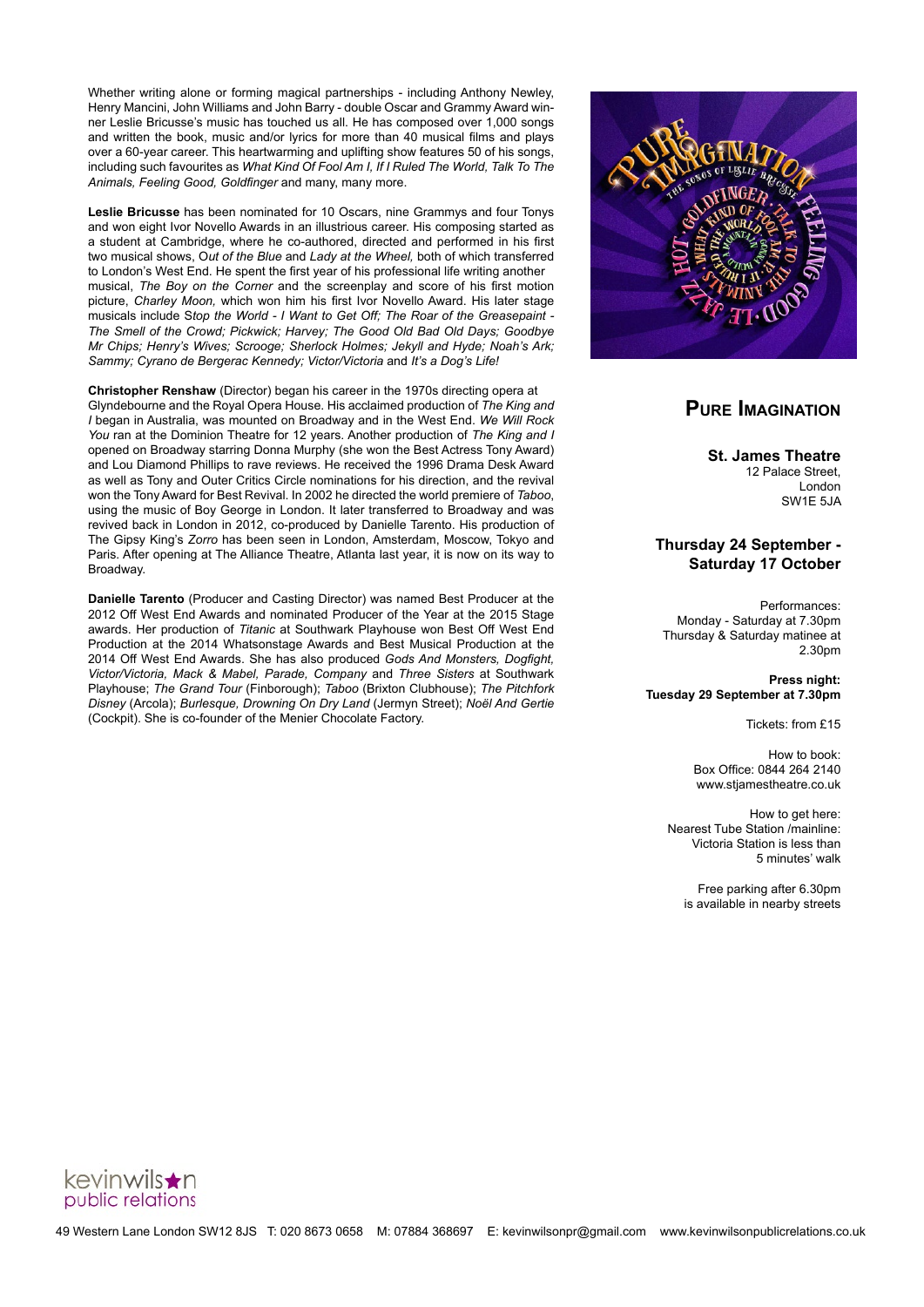Whether writing alone or forming magical partnerships - including Anthony Newley, Henry Mancini, John Williams and John Barry - double Oscar and Grammy Award winner Leslie Bricusse's music has touched us all. He has composed over 1,000 songs and written the book, music and/or lyrics for more than 40 musical films and plays over a 60-year career. This heartwarming and uplifting show features 50 of his songs, including such favourites as *What Kind Of Fool Am I, If I Ruled The World, Talk To The Animals, Feeling Good, Goldfinger* and many, many more.

**Leslie Bricusse** has been nominated for 10 Oscars, nine Grammys and four Tonys and won eight Ivor Novello Awards in an illustrious career. His composing started as a student at Cambridge, where he co-authored, directed and performed in his first two musical shows, *Out of the Blue* and *Lady at the Wheel,* both of which transferred to London's West End. He spent the first year of his professional life writing another musical, *The Boy on the Corner* and the screenplay and score of his first motion picture, *Charley Moon,* which won him his first Ivor Novello Award. His later stage musicals include *Stop the World - I Want to Get Off; The Roar of the Greasepaint - The Smell of the Crowd; Pickwick; Harvey; The Good Old Bad Old Days; Goodbye Mr Chips; Henry's Wives; Scrooge; Sherlock Holmes; Jekyll and Hyde; Noah's Ark; Sammy; Cyrano de Bergerac Kennedy; Victor/Victoria* and *It's a Dog's Life!*

**Christopher Renshaw** (Director) began his career in the 1970s directing opera at Glyndebourne and the Royal Opera House. His acclaimed production of *The King and I* began in Australia, was mounted on Broadway and in the West End. *We Will Rock You* ran at the Dominion Theatre for 12 years. Another production of *The King and I* opened on Broadway starring Donna Murphy (she won the Best Actress Tony Award) and Lou Diamond Phillips to rave reviews. He received the 1996 Drama Desk Award as well as Tony and Outer Critics Circle nominations for his direction, and the revival won the Tony Award for Best Revival. In 2002 he directed the world premiere of *Taboo*, using the music of Boy George in London. It later transferred to Broadway and was revived back in London in 2012, co-produced by Danielle Tarento. His production of The Gipsy King's *Zorro* has been seen in London, Amsterdam, Moscow, Tokyo and Paris. After opening at The Alliance Theatre, Atlanta last year, it is now on its way to Broadway.

**Danielle Tarento** (Producer and Casting Director) was named Best Producer at the 2012 Off West End Awards and nominated Producer of the Year at the 2015 Stage awards. Her production of *Titanic* at Southwark Playhouse won Best Off West End Production at the 2014 Whatsonstage Awards and Best Musical Production at the 2014 Off West End Awards. She has also produced *Gods And Monsters, Dogfight, Victor/Victoria, Mack & Mabel, Parade, Company* and *Three Sisters* at Southwark Playhouse; *The Grand Tour* (Finborough); *Taboo* (Brixton Clubhouse); *The Pitchfork Disney* (Arcola); *Burlesque, Drowning On Dry Land* (Jermyn Street); *Noël And Gertie* (Cockpit). She is co-founder of the Menier Chocolate Factory.

## Pure Imagination

**St. James Theatre**
12 Palace Street,
London
SW1E 5JA

**Thursday 24 September - Saturday 17 October**

Performances:
Monday - Saturday at 7.30pm
Thursday & Saturday matinee at 2.30pm

**Press night:**
**Tuesday 29 September at 7.30pm**

Tickets: from £15

How to book:
Box Office: 0844 264 2140
www.stjamestheatre.co.uk

How to get here:
Nearest Tube Station /mainline:
Victoria Station is less than 5 minutes' walk

Free parking after 6.30pm is available in nearby streets

kevinwilson public relations

49 Western Lane London SW12 8JS T: 020 8673 0658 M: 07884 368697 E: kevinwilsonpr@gmail.com www.kevinwilsonpublicrelations.co.uk